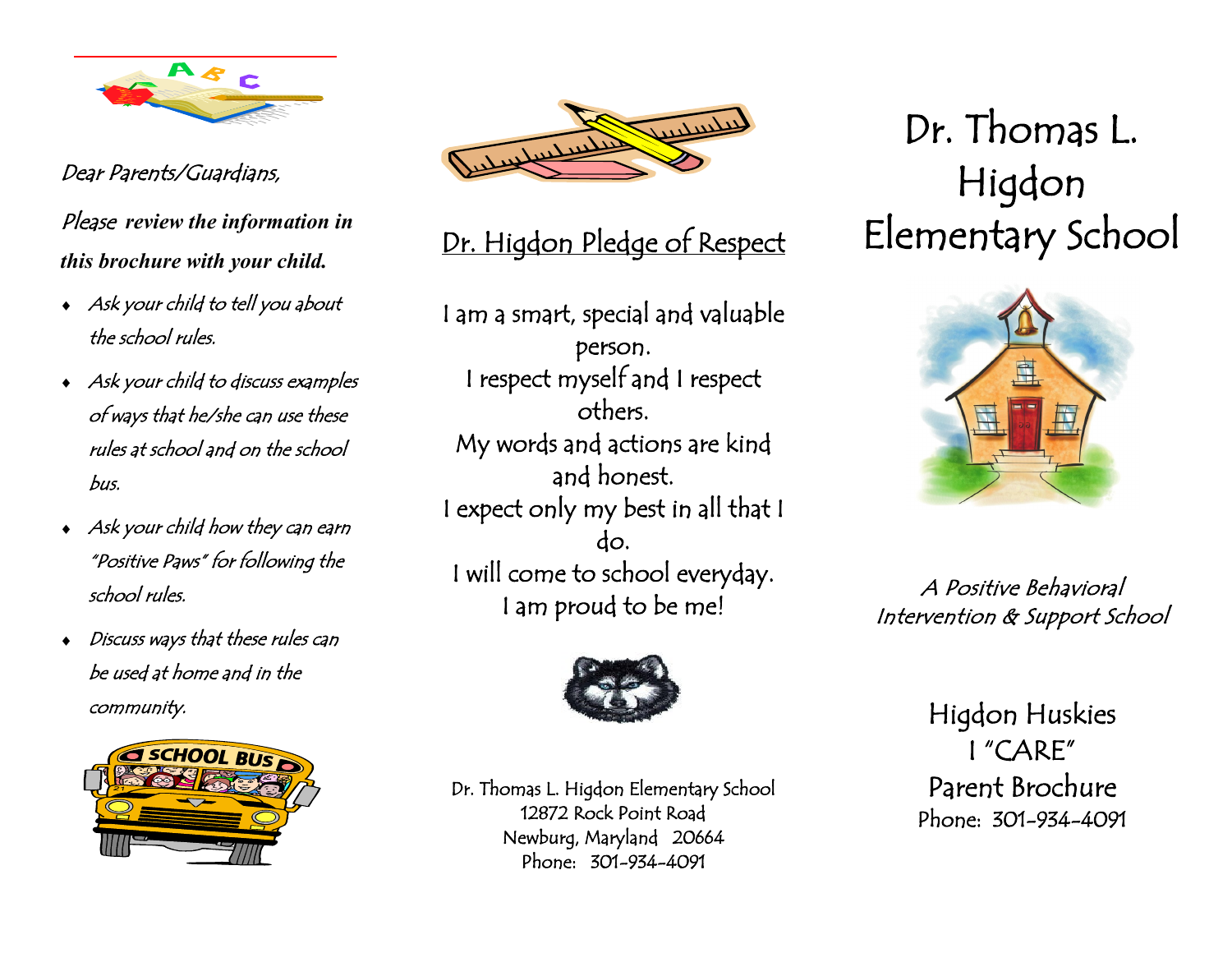*Dear Parents/Guardians,*

***Please review the information in this brochure with your child.***

- *Ask your child to tell you about the school rules.*
- *Ask your child to discuss examples of ways that he/she can use these rules at school and on the school bus.*
- *Ask your child how they can earn "Positive Paws" for following the school rules.*
- *Discuss ways that these rules can be used at home and in the community.*

## Dr. Higdon Pledge of Respect

I am a smart, special and valuable person.
I respect myself and I respect others.
My words and actions are kind and honest.
I expect only my best in all that I do.
I will come to school everyday.
I am proud to be me!

Dr. Thomas L. Higdon Elementary School
12872 Rock Point Road
Newburg, Maryland 20664
Phone: 301-934-4091

# Dr. Thomas L. Higdon Elementary School

*A Positive Behavioral Intervention & Support School*

Higdon Huskies
I "CARE"
Parent Brochure
Phone: 301-934-4091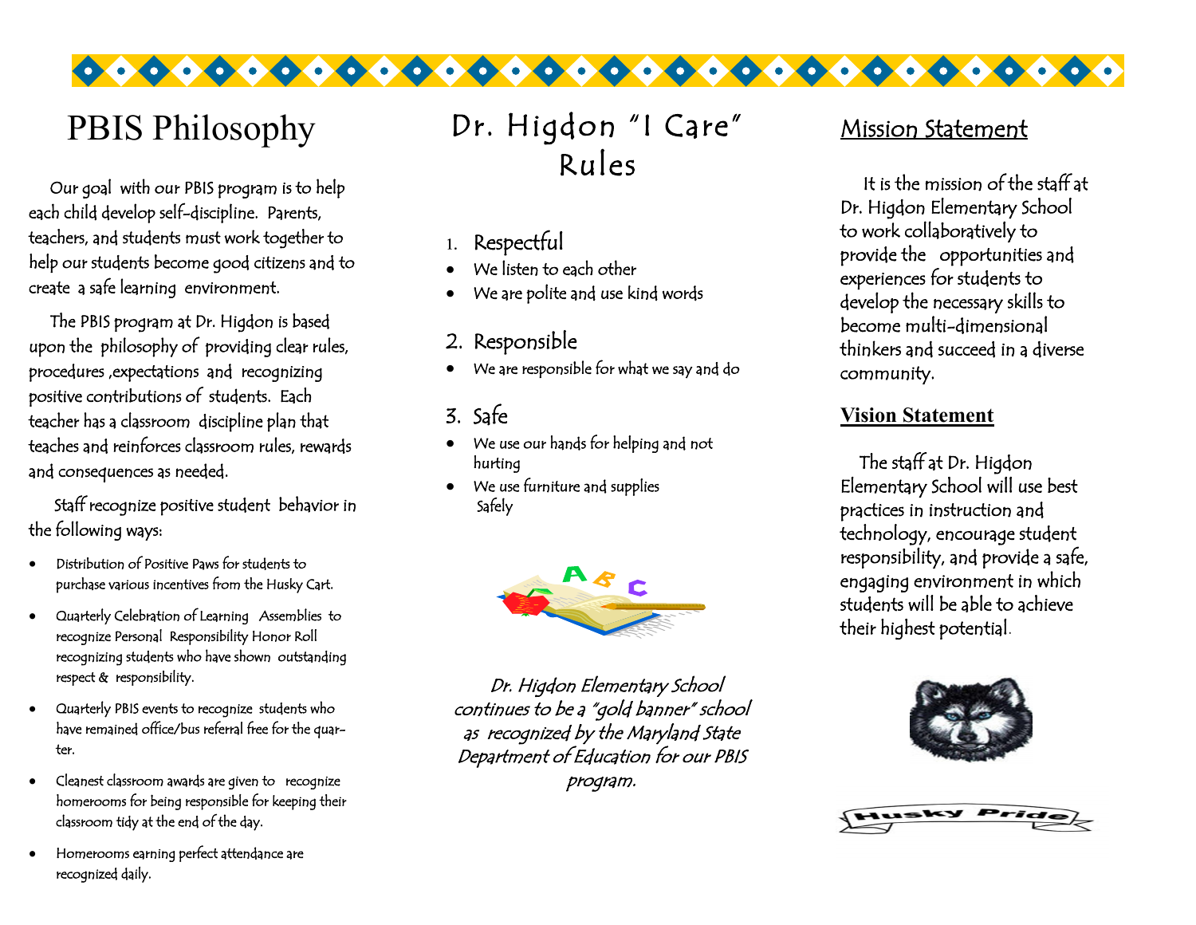# PBIS Philosophy

Our goal with our PBIS program is to help each child develop self-discipline. Parents, teachers, and students must work together to help our students become good citizens and to create a safe learning environment.

The PBIS program at Dr. Higdon is based upon the philosophy of providing clear rules, procedures ,expectations and recognizing positive contributions of students. Each teacher has a classroom discipline plan that teaches and reinforces classroom rules, rewards and consequences as needed.

Staff recognize positive student behavior in the following ways:

- Distribution of Positive Paws for students to purchase various incentives from the Husky Cart.
- Quarterly Celebration of Learning Assemblies to recognize Personal Responsibility Honor Roll recognizing students who have shown outstanding respect & responsibility.
- Quarterly PBIS events to recognize students who have remained office/bus referral free for the quarter.
- Cleanest classroom awards are given to recognize homerooms for being responsible for keeping their classroom tidy at the end of the day.
- Homerooms earning perfect attendance are recognized daily.

# Dr. Higdon "I Care" Rules

1. Respectful
   - We listen to each other
   - We are polite and use kind words
2. Responsible
   - We are responsible for what we say and do
3. Safe
   - We use our hands for helping and not hurting
   - We use furniture and supplies Safely

*Dr. Higdon Elementary School continues to be a "gold banner" school as recognized by the Maryland State Department of Education for our PBIS program.*

## Mission Statement

It is the mission of the staff at Dr. Higdon Elementary School to work collaboratively to provide the opportunities and experiences for students to develop the necessary skills to become multi-dimensional thinkers and succeed in a diverse community.

## Vision Statement

The staff at Dr. Higdon Elementary School will use best practices in instruction and technology, encourage student responsibility, and provide a safe, engaging environment in which students will be able to achieve their highest potential.

Husky Pride